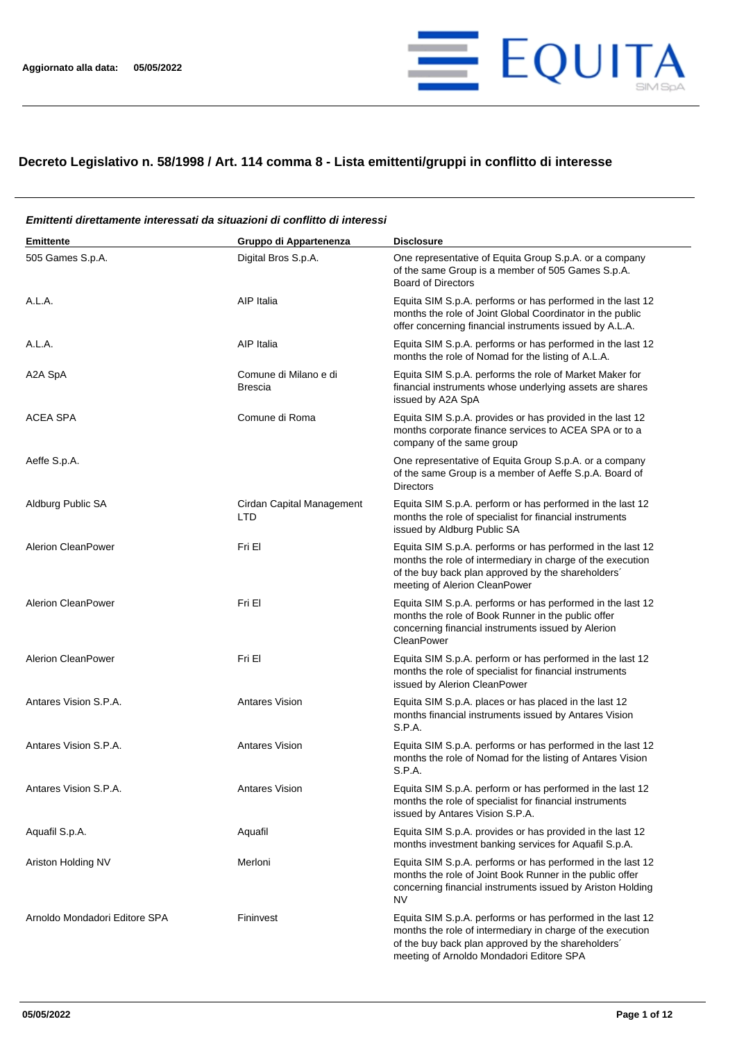Aggiornato alla data: 05/05/2022

# Decreto Legislativo n. 58/1998 / Art. 114 comma 8 - Lista emittenti/gruppi in conflitto di interesse

***Emittenti direttamente interessati da situazioni di conflitto di interessi***

| Emittente | Gruppo di Appartenenza | Disclosure |
|---|---|---|
| 505 Games S.p.A. | Digital Bros S.p.A. | One representative of Equita Group S.p.A. or a company of the same Group is a member of 505 Games S.p.A. Board of Directors |
| A.L.A. | AIP Italia | Equita SIM S.p.A. performs or has performed in the last 12 months the role of Joint Global Coordinator in the public offer concerning financial instruments issued by A.L.A. |
| A.L.A. | AIP Italia | Equita SIM S.p.A. performs or has performed in the last 12 months the role of Nomad for the listing of A.L.A. |
| A2A SpA | Comune di Milano e di Brescia | Equita SIM S.p.A. performs the role of Market Maker for financial instruments whose underlying assets are shares issued by A2A SpA |
| ACEA SPA | Comune di Roma | Equita SIM S.p.A. provides or has provided in the last 12 months corporate finance services to ACEA SPA or to a company of the same group |
| Aeffe S.p.A. | | One representative of Equita Group S.p.A. or a company of the same Group is a member of Aeffe S.p.A. Board of Directors |
| Aldburg Public SA | Cirdan Capital Management LTD | Equita SIM S.p.A. perform or has performed in the last 12 months the role of specialist for financial instruments issued by Aldburg Public SA |
| Alerion CleanPower | Fri El | Equita SIM S.p.A. performs or has performed in the last 12 months the role of intermediary in charge of the execution of the buy back plan approved by the shareholders´ meeting of Alerion CleanPower |
| Alerion CleanPower | Fri El | Equita SIM S.p.A. performs or has performed in the last 12 months the role of Book Runner in the public offer concerning financial instruments issued by Alerion CleanPower |
| Alerion CleanPower | Fri El | Equita SIM S.p.A. perform or has performed in the last 12 months the role of specialist for financial instruments issued by Alerion CleanPower |
| Antares Vision S.P.A. | Antares Vision | Equita SIM S.p.A. places or has placed in the last 12 months financial instruments issued by Antares Vision S.P.A. |
| Antares Vision S.P.A. | Antares Vision | Equita SIM S.p.A. performs or has performed in the last 12 months the role of Nomad for the listing of Antares Vision S.P.A. |
| Antares Vision S.P.A. | Antares Vision | Equita SIM S.p.A. perform or has performed in the last 12 months the role of specialist for financial instruments issued by Antares Vision S.P.A. |
| Aquafil S.p.A. | Aquafil | Equita SIM S.p.A. provides or has provided in the last 12 months investment banking services for Aquafil S.p.A. |
| Ariston Holding NV | Merloni | Equita SIM S.p.A. performs or has performed in the last 12 months the role of Joint Book Runner in the public offer concerning financial instruments issued by Ariston Holding NV |
| Arnoldo Mondadori Editore SPA | Fininvest | Equita SIM S.p.A. performs or has performed in the last 12 months the role of intermediary in charge of the execution of the buy back plan approved by the shareholders´ meeting of Arnoldo Mondadori Editore SPA |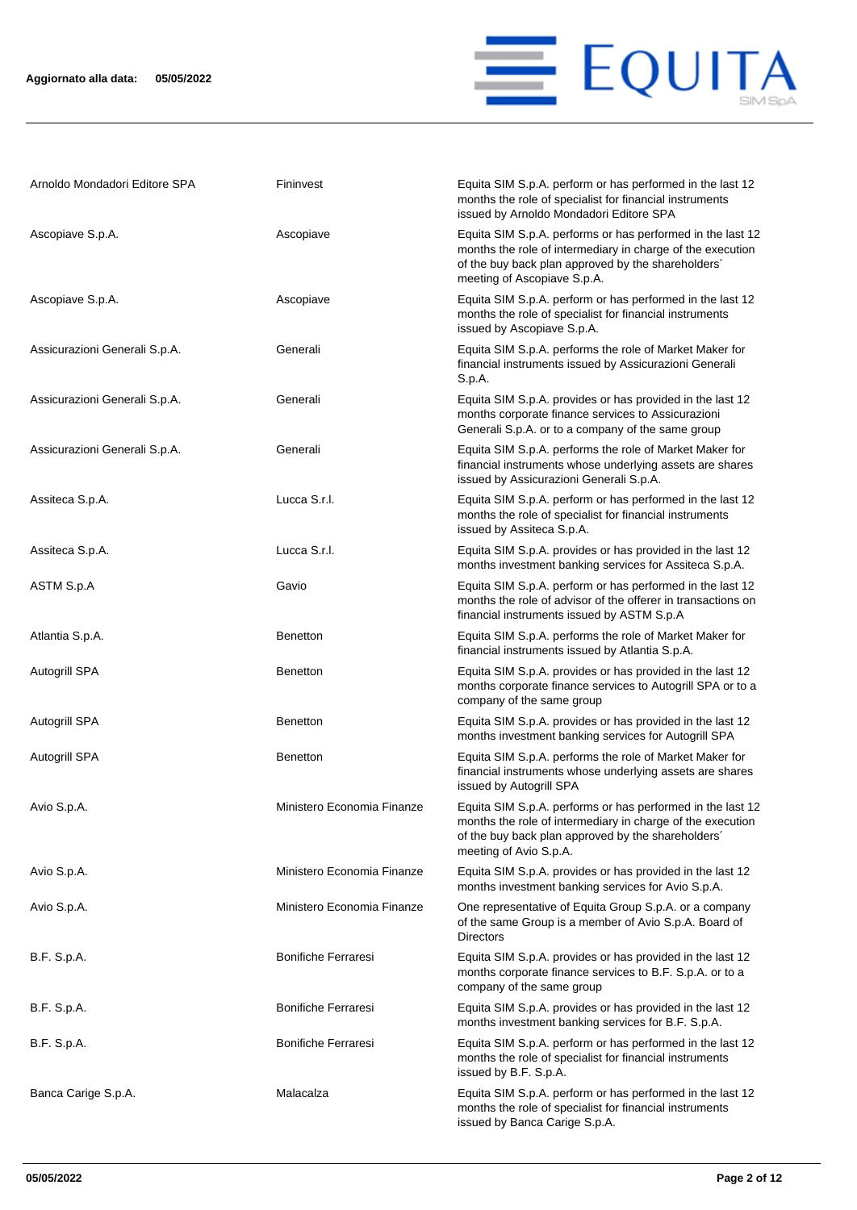| | | |
|---|---|---|
| Arnoldo Mondadori Editore SPA | Fininvest | Equita SIM S.p.A. perform or has performed in the last 12 months the role of specialist for financial instruments issued by Arnoldo Mondadori Editore SPA |
| Ascopiave S.p.A. | Ascopiave | Equita SIM S.p.A. performs or has performed in the last 12 months the role of intermediary in charge of the execution of the buy back plan approved by the shareholders´ meeting of Ascopiave S.p.A. |
| Ascopiave S.p.A. | Ascopiave | Equita SIM S.p.A. perform or has performed in the last 12 months the role of specialist for financial instruments issued by Ascopiave S.p.A. |
| Assicurazioni Generali S.p.A. | Generali | Equita SIM S.p.A. performs the role of Market Maker for financial instruments issued by Assicurazioni Generali S.p.A. |
| Assicurazioni Generali S.p.A. | Generali | Equita SIM S.p.A. provides or has provided in the last 12 months corporate finance services to Assicurazioni Generali S.p.A. or to a company of the same group |
| Assicurazioni Generali S.p.A. | Generali | Equita SIM S.p.A. performs the role of Market Maker for financial instruments whose underlying assets are shares issued by Assicurazioni Generali S.p.A. |
| Assiteca S.p.A. | Lucca S.r.l. | Equita SIM S.p.A. perform or has performed in the last 12 months the role of specialist for financial instruments issued by Assiteca S.p.A. |
| Assiteca S.p.A. | Lucca S.r.l. | Equita SIM S.p.A. provides or has provided in the last 12 months investment banking services for Assiteca S.p.A. |
| ASTM S.p.A | Gavio | Equita SIM S.p.A. perform or has performed in the last 12 months the role of advisor of the offerer in transactions on financial instruments issued by ASTM S.p.A |
| Atlantia S.p.A. | Benetton | Equita SIM S.p.A. performs the role of Market Maker for financial instruments issued by Atlantia S.p.A. |
| Autogrill SPA | Benetton | Equita SIM S.p.A. provides or has provided in the last 12 months corporate finance services to Autogrill SPA or to a company of the same group |
| Autogrill SPA | Benetton | Equita SIM S.p.A. provides or has provided in the last 12 months investment banking services for Autogrill SPA |
| Autogrill SPA | Benetton | Equita SIM S.p.A. performs the role of Market Maker for financial instruments whose underlying assets are shares issued by Autogrill SPA |
| Avio S.p.A. | Ministero Economia Finanze | Equita SIM S.p.A. performs or has performed in the last 12 months the role of intermediary in charge of the execution of the buy back plan approved by the shareholders´ meeting of Avio S.p.A. |
| Avio S.p.A. | Ministero Economia Finanze | Equita SIM S.p.A. provides or has provided in the last 12 months investment banking services for Avio S.p.A. |
| Avio S.p.A. | Ministero Economia Finanze | One representative of Equita Group S.p.A. or a company of the same Group is a member of Avio S.p.A. Board of Directors |
| B.F. S.p.A. | Bonifiche Ferraresi | Equita SIM S.p.A. provides or has provided in the last 12 months corporate finance services to B.F. S.p.A. or to a company of the same group |
| B.F. S.p.A. | Bonifiche Ferraresi | Equita SIM S.p.A. provides or has provided in the last 12 months investment banking services for B.F. S.p.A. |
| B.F. S.p.A. | Bonifiche Ferraresi | Equita SIM S.p.A. perform or has performed in the last 12 months the role of specialist for financial instruments issued by B.F. S.p.A. |
| Banca Carige S.p.A. | Malacalza | Equita SIM S.p.A. perform or has performed in the last 12 months the role of specialist for financial instruments issued by Banca Carige S.p.A. |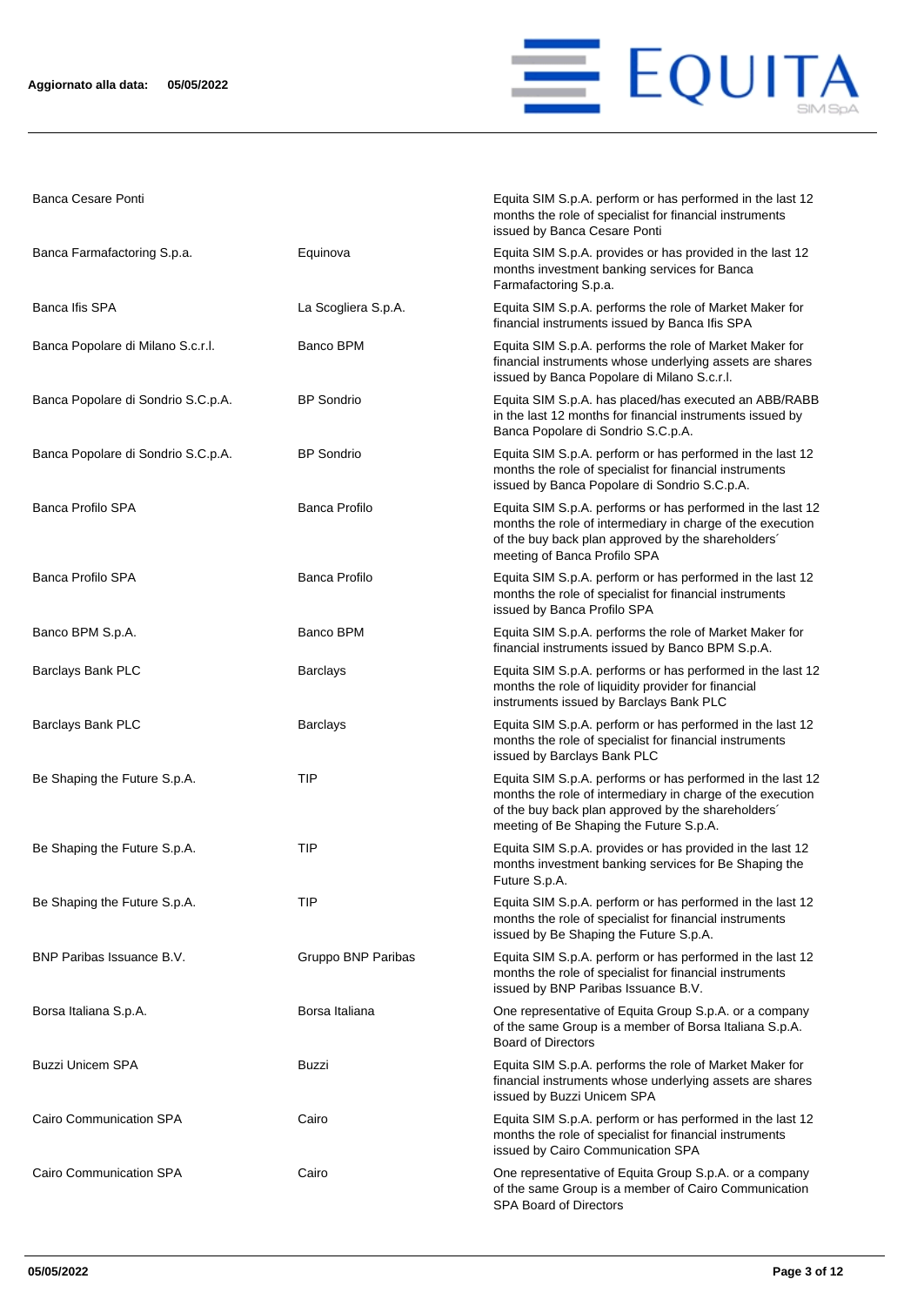| | | |
|---|---|---|
| Banca Cesare Ponti | | Equita SIM S.p.A. perform or has performed in the last 12 months the role of specialist for financial instruments issued by Banca Cesare Ponti |
| Banca Farmafactoring S.p.a. | Equinova | Equita SIM S.p.A. provides or has provided in the last 12 months investment banking services for Banca Farmafactoring S.p.a. |
| Banca Ifis SPA | La Scogliera S.p.A. | Equita SIM S.p.A. performs the role of Market Maker for financial instruments issued by Banca Ifis SPA |
| Banca Popolare di Milano S.c.r.l. | Banco BPM | Equita SIM S.p.A. performs the role of Market Maker for financial instruments whose underlying assets are shares issued by Banca Popolare di Milano S.c.r.l. |
| Banca Popolare di Sondrio S.C.p.A. | BP Sondrio | Equita SIM S.p.A. has placed/has executed an ABB/RABB in the last 12 months for financial instruments issued by Banca Popolare di Sondrio S.C.p.A. |
| Banca Popolare di Sondrio S.C.p.A. | BP Sondrio | Equita SIM S.p.A. perform or has performed in the last 12 months the role of specialist for financial instruments issued by Banca Popolare di Sondrio S.C.p.A. |
| Banca Profilo SPA | Banca Profilo | Equita SIM S.p.A. performs or has performed in the last 12 months the role of intermediary in charge of the execution of the buy back plan approved by the shareholders´ meeting of Banca Profilo SPA |
| Banca Profilo SPA | Banca Profilo | Equita SIM S.p.A. perform or has performed in the last 12 months the role of specialist for financial instruments issued by Banca Profilo SPA |
| Banco BPM S.p.A. | Banco BPM | Equita SIM S.p.A. performs the role of Market Maker for financial instruments issued by Banco BPM S.p.A. |
| Barclays Bank PLC | Barclays | Equita SIM S.p.A. performs or has performed in the last 12 months the role of liquidity provider for financial instruments issued by Barclays Bank PLC |
| Barclays Bank PLC | Barclays | Equita SIM S.p.A. perform or has performed in the last 12 months the role of specialist for financial instruments issued by Barclays Bank PLC |
| Be Shaping the Future S.p.A. | TIP | Equita SIM S.p.A. performs or has performed in the last 12 months the role of intermediary in charge of the execution of the buy back plan approved by the shareholders´ meeting of Be Shaping the Future S.p.A. |
| Be Shaping the Future S.p.A. | TIP | Equita SIM S.p.A. provides or has provided in the last 12 months investment banking services for Be Shaping the Future S.p.A. |
| Be Shaping the Future S.p.A. | TIP | Equita SIM S.p.A. perform or has performed in the last 12 months the role of specialist for financial instruments issued by Be Shaping the Future S.p.A. |
| BNP Paribas Issuance B.V. | Gruppo BNP Paribas | Equita SIM S.p.A. perform or has performed in the last 12 months the role of specialist for financial instruments issued by BNP Paribas Issuance B.V. |
| Borsa Italiana S.p.A. | Borsa Italiana | One representative of Equita Group S.p.A. or a company of the same Group is a member of Borsa Italiana S.p.A. Board of Directors |
| Buzzi Unicem SPA | Buzzi | Equita SIM S.p.A. performs the role of Market Maker for financial instruments whose underlying assets are shares issued by Buzzi Unicem SPA |
| Cairo Communication SPA | Cairo | Equita SIM S.p.A. perform or has performed in the last 12 months the role of specialist for financial instruments issued by Cairo Communication SPA |
| Cairo Communication SPA | Cairo | One representative of Equita Group S.p.A. or a company of the same Group is a member of Cairo Communication SPA Board of Directors |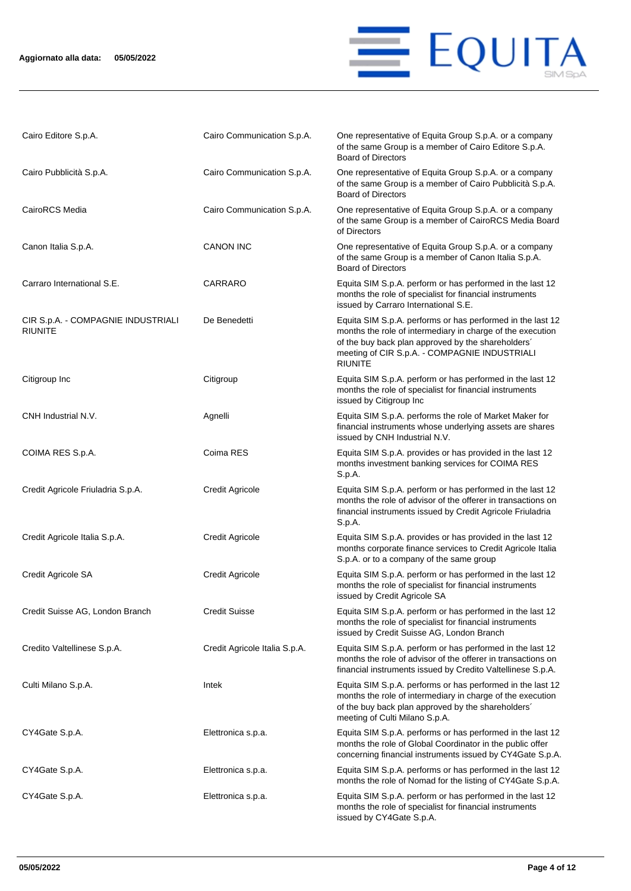| | | |
|---|---|---|
| Cairo Editore S.p.A. | Cairo Communication S.p.A. | One representative of Equita Group S.p.A. or a company of the same Group is a member of Cairo Editore S.p.A. Board of Directors |
| Cairo Pubblicità S.p.A. | Cairo Communication S.p.A. | One representative of Equita Group S.p.A. or a company of the same Group is a member of Cairo Pubblicità S.p.A. Board of Directors |
| CairoRCS Media | Cairo Communication S.p.A. | One representative of Equita Group S.p.A. or a company of the same Group is a member of CairoRCS Media Board of Directors |
| Canon Italia S.p.A. | CANON INC | One representative of Equita Group S.p.A. or a company of the same Group is a member of Canon Italia S.p.A. Board of Directors |
| Carraro International S.E. | CARRARO | Equita SIM S.p.A. perform or has performed in the last 12 months the role of specialist for financial instruments issued by Carraro International S.E. |
| CIR S.p.A. - COMPAGNIE INDUSTRIALI RIUNITE | De Benedetti | Equita SIM S.p.A. performs or has performed in the last 12 months the role of intermediary in charge of the execution of the buy back plan approved by the shareholders´ meeting of CIR S.p.A. - COMPAGNIE INDUSTRIALI RIUNITE |
| Citigroup Inc | Citigroup | Equita SIM S.p.A. perform or has performed in the last 12 months the role of specialist for financial instruments issued by Citigroup Inc |
| CNH Industrial N.V. | Agnelli | Equita SIM S.p.A. performs the role of Market Maker for financial instruments whose underlying assets are shares issued by CNH Industrial N.V. |
| COIMA RES S.p.A. | Coima RES | Equita SIM S.p.A. provides or has provided in the last 12 months investment banking services for COIMA RES S.p.A. |
| Credit Agricole Friuladria S.p.A. | Credit Agricole | Equita SIM S.p.A. perform or has performed in the last 12 months the role of advisor of the offerer in transactions on financial instruments issued by Credit Agricole Friuladria S.p.A. |
| Credit Agricole Italia S.p.A. | Credit Agricole | Equita SIM S.p.A. provides or has provided in the last 12 months corporate finance services to Credit Agricole Italia S.p.A. or to a company of the same group |
| Credit Agricole SA | Credit Agricole | Equita SIM S.p.A. perform or has performed in the last 12 months the role of specialist for financial instruments issued by Credit Agricole SA |
| Credit Suisse AG, London Branch | Credit Suisse | Equita SIM S.p.A. perform or has performed in the last 12 months the role of specialist for financial instruments issued by Credit Suisse AG, London Branch |
| Credito Valtellinese S.p.A. | Credit Agricole Italia S.p.A. | Equita SIM S.p.A. perform or has performed in the last 12 months the role of advisor of the offerer in transactions on financial instruments issued by Credito Valtellinese S.p.A. |
| Culti Milano S.p.A. | Intek | Equita SIM S.p.A. performs or has performed in the last 12 months the role of intermediary in charge of the execution of the buy back plan approved by the shareholders´ meeting of Culti Milano S.p.A. |
| CY4Gate S.p.A. | Elettronica s.p.a. | Equita SIM S.p.A. performs or has performed in the last 12 months the role of Global Coordinator in the public offer concerning financial instruments issued by CY4Gate S.p.A. |
| CY4Gate S.p.A. | Elettronica s.p.a. | Equita SIM S.p.A. performs or has performed in the last 12 months the role of Nomad for the listing of CY4Gate S.p.A. |
| CY4Gate S.p.A. | Elettronica s.p.a. | Equita SIM S.p.A. perform or has performed in the last 12 months the role of specialist for financial instruments issued by CY4Gate S.p.A. |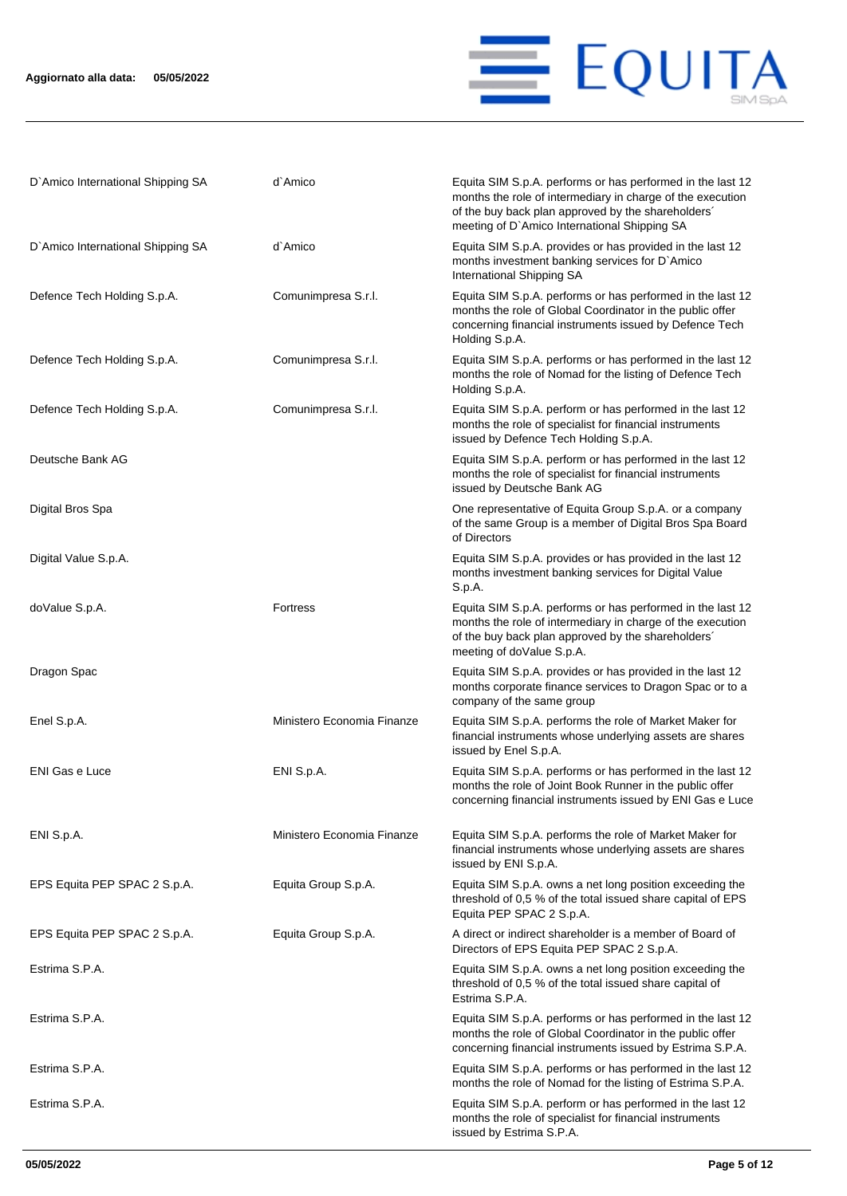| | | |
|---|---|---|
| D`Amico International Shipping SA | d`Amico | Equita SIM S.p.A. performs or has performed in the last 12 months the role of intermediary in charge of the execution of the buy back plan approved by the shareholders´ meeting of D`Amico International Shipping SA |
| D`Amico International Shipping SA | d`Amico | Equita SIM S.p.A. provides or has provided in the last 12 months investment banking services for D`Amico International Shipping SA |
| Defence Tech Holding S.p.A. | Comunimpresa S.r.l. | Equita SIM S.p.A. performs or has performed in the last 12 months the role of Global Coordinator in the public offer concerning financial instruments issued by Defence Tech Holding S.p.A. |
| Defence Tech Holding S.p.A. | Comunimpresa S.r.l. | Equita SIM S.p.A. performs or has performed in the last 12 months the role of Nomad for the listing of Defence Tech Holding S.p.A. |
| Defence Tech Holding S.p.A. | Comunimpresa S.r.l. | Equita SIM S.p.A. perform or has performed in the last 12 months the role of specialist for financial instruments issued by Defence Tech Holding S.p.A. |
| Deutsche Bank AG | | Equita SIM S.p.A. perform or has performed in the last 12 months the role of specialist for financial instruments issued by Deutsche Bank AG |
| Digital Bros Spa | | One representative of Equita Group S.p.A. or a company of the same Group is a member of Digital Bros Spa Board of Directors |
| Digital Value S.p.A. | | Equita SIM S.p.A. provides or has provided in the last 12 months investment banking services for Digital Value S.p.A. |
| doValue S.p.A. | Fortress | Equita SIM S.p.A. performs or has performed in the last 12 months the role of intermediary in charge of the execution of the buy back plan approved by the shareholders´ meeting of doValue S.p.A. |
| Dragon Spac | | Equita SIM S.p.A. provides or has provided in the last 12 months corporate finance services to Dragon Spac or to a company of the same group |
| Enel S.p.A. | Ministero Economia Finanze | Equita SIM S.p.A. performs the role of Market Maker for financial instruments whose underlying assets are shares issued by Enel S.p.A. |
| ENI Gas e Luce | ENI S.p.A. | Equita SIM S.p.A. performs or has performed in the last 12 months the role of Joint Book Runner in the public offer concerning financial instruments issued by ENI Gas e Luce |
| ENI S.p.A. | Ministero Economia Finanze | Equita SIM S.p.A. performs the role of Market Maker for financial instruments whose underlying assets are shares issued by ENI S.p.A. |
| EPS Equita PEP SPAC 2 S.p.A. | Equita Group S.p.A. | Equita SIM S.p.A. owns a net long position exceeding the threshold of 0,5 % of the total issued share capital of EPS Equita PEP SPAC 2 S.p.A. |
| EPS Equita PEP SPAC 2 S.p.A. | Equita Group S.p.A. | A direct or indirect shareholder is a member of Board of Directors of EPS Equita PEP SPAC 2 S.p.A. |
| Estrima S.P.A. | | Equita SIM S.p.A. owns a net long position exceeding the threshold of 0,5 % of the total issued share capital of Estrima S.P.A. |
| Estrima S.P.A. | | Equita SIM S.p.A. performs or has performed in the last 12 months the role of Global Coordinator in the public offer concerning financial instruments issued by Estrima S.P.A. |
| Estrima S.P.A. | | Equita SIM S.p.A. performs or has performed in the last 12 months the role of Nomad for the listing of Estrima S.P.A. |
| Estrima S.P.A. | | Equita SIM S.p.A. perform or has performed in the last 12 months the role of specialist for financial instruments issued by Estrima S.P.A. |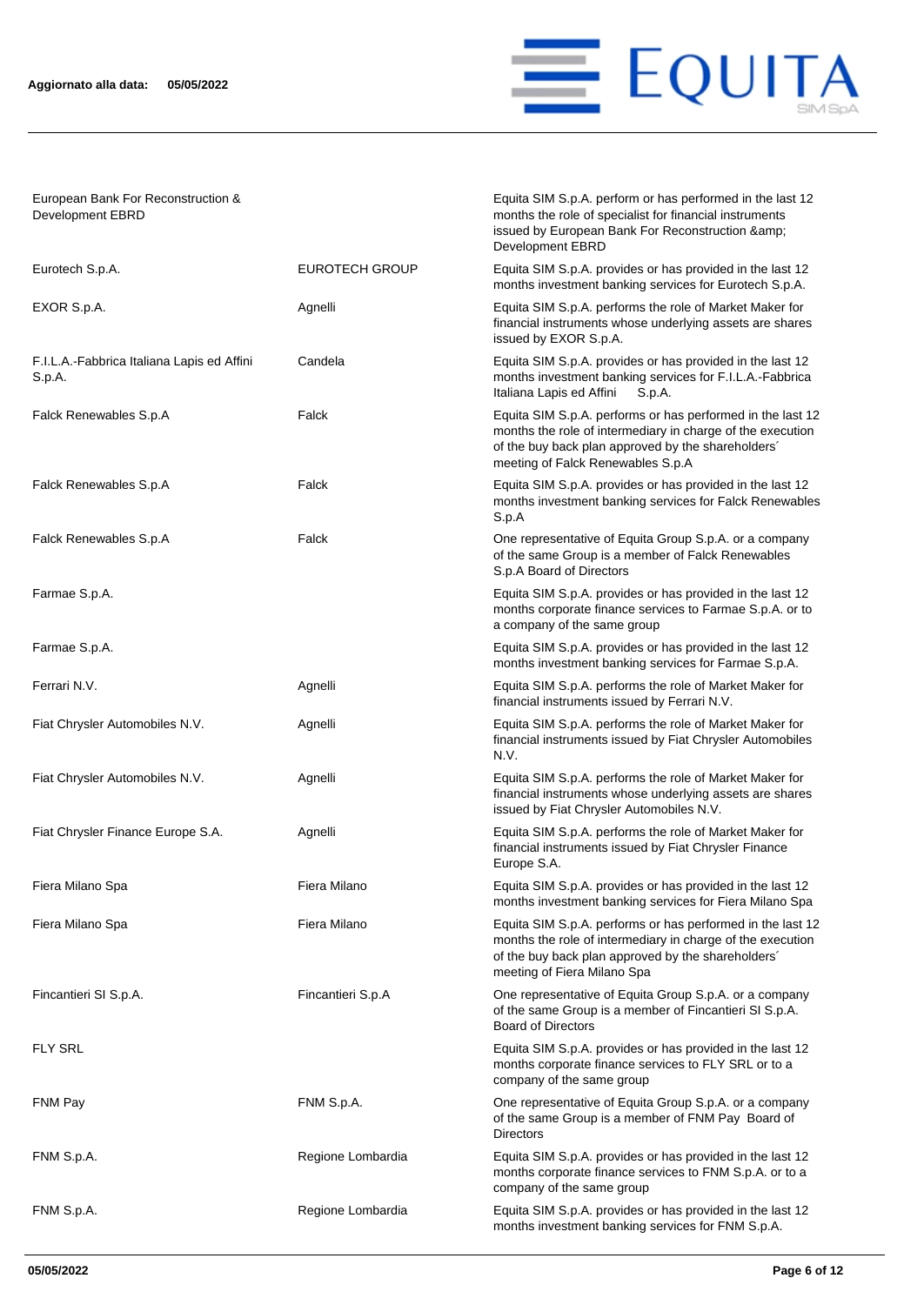| | | |
|---|---|---|
| European Bank For Reconstruction & Development EBRD | | Equita SIM S.p.A. perform or has performed in the last 12 months the role of specialist for financial instruments issued by European Bank For Reconstruction &amp; Development EBRD |
| Eurotech S.p.A. | EUROTECH GROUP | Equita SIM S.p.A. provides or has provided in the last 12 months investment banking services for Eurotech S.p.A. |
| EXOR S.p.A. | Agnelli | Equita SIM S.p.A. performs the role of Market Maker for financial instruments whose underlying assets are shares issued by EXOR S.p.A. |
| F.I.L.A.-Fabbrica Italiana Lapis ed Affini S.p.A. | Candela | Equita SIM S.p.A. provides or has provided in the last 12 months investment banking services for F.I.L.A.-Fabbrica Italiana Lapis ed Affini S.p.A. |
| Falck Renewables S.p.A | Falck | Equita SIM S.p.A. performs or has performed in the last 12 months the role of intermediary in charge of the execution of the buy back plan approved by the shareholders´ meeting of Falck Renewables S.p.A |
| Falck Renewables S.p.A | Falck | Equita SIM S.p.A. provides or has provided in the last 12 months investment banking services for Falck Renewables S.p.A |
| Falck Renewables S.p.A | Falck | One representative of Equita Group S.p.A. or a company of the same Group is a member of Falck Renewables S.p.A Board of Directors |
| Farmae S.p.A. | | Equita SIM S.p.A. provides or has provided in the last 12 months corporate finance services to Farmae S.p.A. or to a company of the same group |
| Farmae S.p.A. | | Equita SIM S.p.A. provides or has provided in the last 12 months investment banking services for Farmae S.p.A. |
| Ferrari N.V. | Agnelli | Equita SIM S.p.A. performs the role of Market Maker for financial instruments issued by Ferrari N.V. |
| Fiat Chrysler Automobiles N.V. | Agnelli | Equita SIM S.p.A. performs the role of Market Maker for financial instruments issued by Fiat Chrysler Automobiles N.V. |
| Fiat Chrysler Automobiles N.V. | Agnelli | Equita SIM S.p.A. performs the role of Market Maker for financial instruments whose underlying assets are shares issued by Fiat Chrysler Automobiles N.V. |
| Fiat Chrysler Finance Europe S.A. | Agnelli | Equita SIM S.p.A. performs the role of Market Maker for financial instruments issued by Fiat Chrysler Finance Europe S.A. |
| Fiera Milano Spa | Fiera Milano | Equita SIM S.p.A. provides or has provided in the last 12 months investment banking services for Fiera Milano Spa |
| Fiera Milano Spa | Fiera Milano | Equita SIM S.p.A. performs or has performed in the last 12 months the role of intermediary in charge of the execution of the buy back plan approved by the shareholders´ meeting of Fiera Milano Spa |
| Fincantieri SI S.p.A. | Fincantieri S.p.A | One representative of Equita Group S.p.A. or a company of the same Group is a member of Fincantieri SI S.p.A. Board of Directors |
| FLY SRL | | Equita SIM S.p.A. provides or has provided in the last 12 months corporate finance services to FLY SRL or to a company of the same group |
| FNM Pay | FNM S.p.A. | One representative of Equita Group S.p.A. or a company of the same Group is a member of FNM Pay Board of Directors |
| FNM S.p.A. | Regione Lombardia | Equita SIM S.p.A. provides or has provided in the last 12 months corporate finance services to FNM S.p.A. or to a company of the same group |
| FNM S.p.A. | Regione Lombardia | Equita SIM S.p.A. provides or has provided in the last 12 months investment banking services for FNM S.p.A. |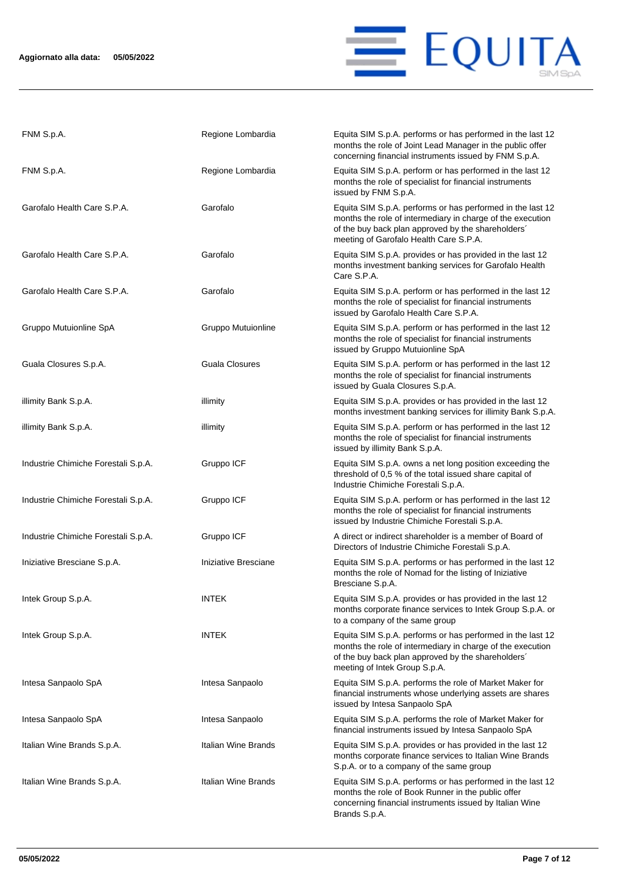| | | |
|---|---|---|
| FNM S.p.A. | Regione Lombardia | Equita SIM S.p.A. performs or has performed in the last 12 months the role of Joint Lead Manager in the public offer concerning financial instruments issued by FNM S.p.A. |
| FNM S.p.A. | Regione Lombardia | Equita SIM S.p.A. perform or has performed in the last 12 months the role of specialist for financial instruments issued by FNM S.p.A. |
| Garofalo Health Care S.p.A. | Garofalo | Equita SIM S.p.A. performs or has performed in the last 12 months the role of intermediary in charge of the execution of the buy back plan approved by the shareholders´ meeting of Garofalo Health Care S.p.A. |
| Garofalo Health Care S.p.A. | Garofalo | Equita SIM S.p.A. provides or has provided in the last 12 months investment banking services for Garofalo Health Care S.p.A. |
| Garofalo Health Care S.p.A. | Garofalo | Equita SIM S.p.A. perform or has performed in the last 12 months the role of specialist for financial instruments issued by Garofalo Health Care S.p.A. |
| Gruppo Mutuionline SpA | Gruppo Mutuionline | Equita SIM S.p.A. perform or has performed in the last 12 months the role of specialist for financial instruments issued by Gruppo Mutuionline SpA |
| Guala Closures S.p.A. | Guala Closures | Equita SIM S.p.A. perform or has performed in the last 12 months the role of specialist for financial instruments issued by Guala Closures S.p.A. |
| illimity Bank S.p.A. | illimity | Equita SIM S.p.A. provides or has provided in the last 12 months investment banking services for illimity Bank S.p.A. |
| illimity Bank S.p.A. | illimity | Equita SIM S.p.A. perform or has performed in the last 12 months the role of specialist for financial instruments issued by illimity Bank S.p.A. |
| Industrie Chimiche Forestali S.p.A. | Gruppo ICF | Equita SIM S.p.A. owns a net long position exceeding the threshold of 0,5 % of the total issued share capital of Industrie Chimiche Forestali S.p.A. |
| Industrie Chimiche Forestali S.p.A. | Gruppo ICF | Equita SIM S.p.A. perform or has performed in the last 12 months the role of specialist for financial instruments issued by Industrie Chimiche Forestali S.p.A. |
| Industrie Chimiche Forestali S.p.A. | Gruppo ICF | A direct or indirect shareholder is a member of Board of Directors of Industrie Chimiche Forestali S.p.A. |
| Iniziative Bresciane S.p.A. | Iniziative Bresciane | Equita SIM S.p.A. performs or has performed in the last 12 months the role of Nomad for the listing of Iniziative Bresciane S.p.A. |
| Intek Group S.p.A. | INTEK | Equita SIM S.p.A. provides or has provided in the last 12 months corporate finance services to Intek Group S.p.A. or to a company of the same group |
| Intek Group S.p.A. | INTEK | Equita SIM S.p.A. performs or has performed in the last 12 months the role of intermediary in charge of the execution of the buy back plan approved by the shareholders´ meeting of Intek Group S.p.A. |
| Intesa Sanpaolo SpA | Intesa Sanpaolo | Equita SIM S.p.A. performs the role of Market Maker for financial instruments whose underlying assets are shares issued by Intesa Sanpaolo SpA |
| Intesa Sanpaolo SpA | Intesa Sanpaolo | Equita SIM S.p.A. performs the role of Market Maker for financial instruments issued by Intesa Sanpaolo SpA |
| Italian Wine Brands S.p.A. | Italian Wine Brands | Equita SIM S.p.A. provides or has provided in the last 12 months corporate finance services to Italian Wine Brands S.p.A. or to a company of the same group |
| Italian Wine Brands S.p.A. | Italian Wine Brands | Equita SIM S.p.A. performs or has performed in the last 12 months the role of Book Runner in the public offer concerning financial instruments issued by Italian Wine Brands S.p.A. |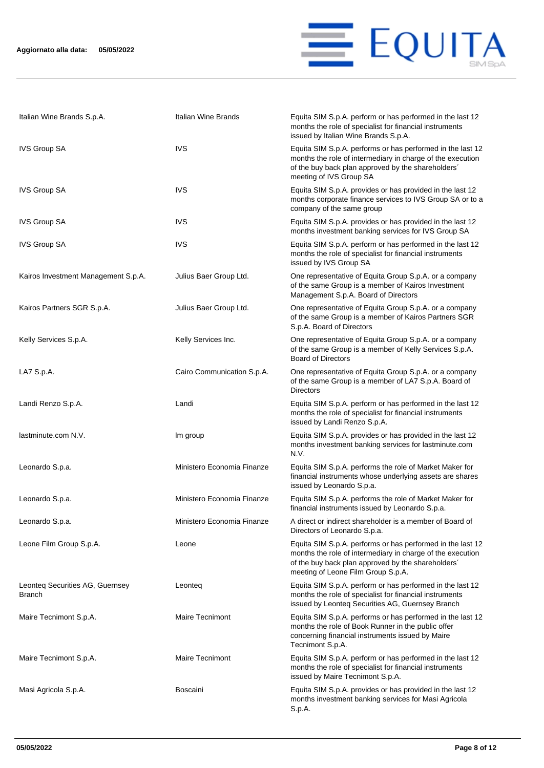Aggiornato alla data: 05/05/2022

| | | |
|---|---|---|
| Italian Wine Brands S.p.A. | Italian Wine Brands | Equita SIM S.p.A. perform or has performed in the last 12 months the role of specialist for financial instruments issued by Italian Wine Brands S.p.A. |
| IVS Group SA | IVS | Equita SIM S.p.A. performs or has performed in the last 12 months the role of intermediary in charge of the execution of the buy back plan approved by the shareholders´ meeting of IVS Group SA |
| IVS Group SA | IVS | Equita SIM S.p.A. provides or has provided in the last 12 months corporate finance services to IVS Group SA or to a company of the same group |
| IVS Group SA | IVS | Equita SIM S.p.A. provides or has provided in the last 12 months investment banking services for IVS Group SA |
| IVS Group SA | IVS | Equita SIM S.p.A. perform or has performed in the last 12 months the role of specialist for financial instruments issued by IVS Group SA |
| Kairos Investment Management S.p.A. | Julius Baer Group Ltd. | One representative of Equita Group S.p.A. or a company of the same Group is a member of Kairos Investment Management S.p.A. Board of Directors |
| Kairos Partners SGR S.p.A. | Julius Baer Group Ltd. | One representative of Equita Group S.p.A. or a company of the same Group is a member of Kairos Partners SGR S.p.A. Board of Directors |
| Kelly Services S.p.A. | Kelly Services Inc. | One representative of Equita Group S.p.A. or a company of the same Group is a member of Kelly Services S.p.A. Board of Directors |
| LA7 S.p.A. | Cairo Communication S.p.A. | One representative of Equita Group S.p.A. or a company of the same Group is a member of LA7 S.p.A. Board of Directors |
| Landi Renzo S.p.A. | Landi | Equita SIM S.p.A. perform or has performed in the last 12 months the role of specialist for financial instruments issued by Landi Renzo S.p.A. |
| lastminute.com N.V. | lm group | Equita SIM S.p.A. provides or has provided in the last 12 months investment banking services for lastminute.com N.V. |
| Leonardo S.p.a. | Ministero Economia Finanze | Equita SIM S.p.A. performs the role of Market Maker for financial instruments whose underlying assets are shares issued by Leonardo S.p.a. |
| Leonardo S.p.a. | Ministero Economia Finanze | Equita SIM S.p.A. performs the role of Market Maker for financial instruments issued by Leonardo S.p.a. |
| Leonardo S.p.a. | Ministero Economia Finanze | A direct or indirect shareholder is a member of Board of Directors of Leonardo S.p.a. |
| Leone Film Group S.p.A. | Leone | Equita SIM S.p.A. performs or has performed in the last 12 months the role of intermediary in charge of the execution of the buy back plan approved by the shareholders´ meeting of Leone Film Group S.p.A. |
| Leonteq Securities AG, Guernsey Branch | Leonteq | Equita SIM S.p.A. perform or has performed in the last 12 months the role of specialist for financial instruments issued by Leonteq Securities AG, Guernsey Branch |
| Maire Tecnimont S.p.A. | Maire Tecnimont | Equita SIM S.p.A. performs or has performed in the last 12 months the role of Book Runner in the public offer concerning financial instruments issued by Maire Tecnimont S.p.A. |
| Maire Tecnimont S.p.A. | Maire Tecnimont | Equita SIM S.p.A. perform or has performed in the last 12 months the role of specialist for financial instruments issued by Maire Tecnimont S.p.A. |
| Masi Agricola S.p.A. | Boscaini | Equita SIM S.p.A. provides or has provided in the last 12 months investment banking services for Masi Agricola S.p.A. |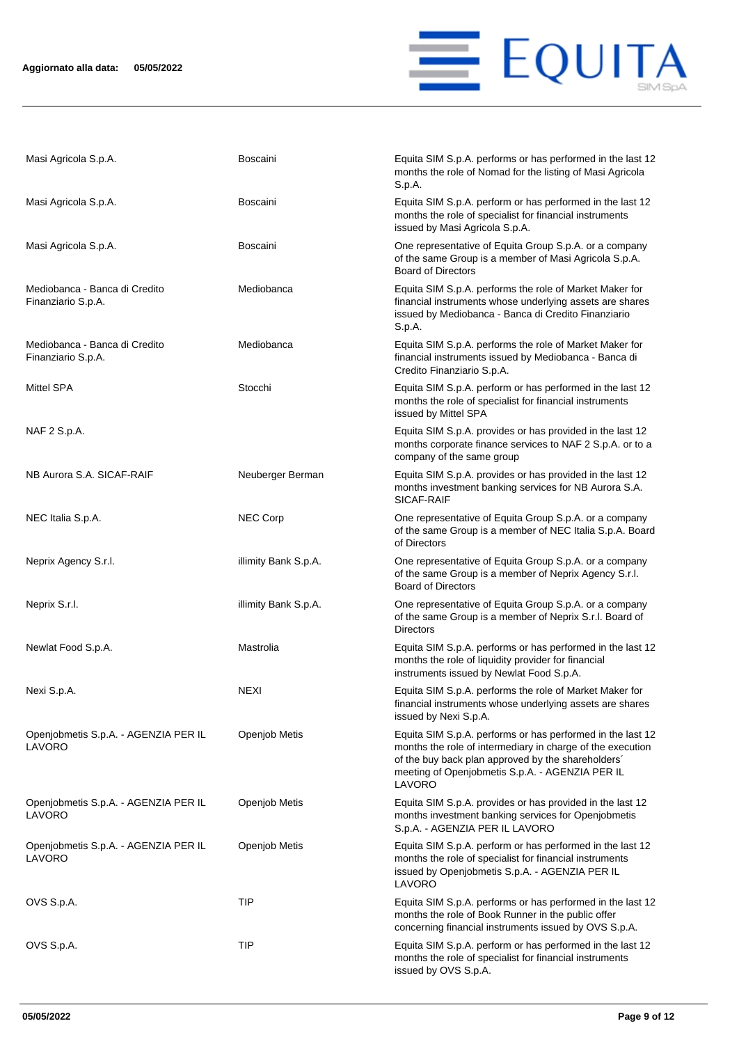| | | |
|---|---|---|
| Masi Agricola S.p.A. | Boscaini | Equita SIM S.p.A. performs or has performed in the last 12 months the role of Nomad for the listing of Masi Agricola S.p.A. |
| Masi Agricola S.p.A. | Boscaini | Equita SIM S.p.A. perform or has performed in the last 12 months the role of specialist for financial instruments issued by Masi Agricola S.p.A. |
| Masi Agricola S.p.A. | Boscaini | One representative of Equita Group S.p.A. or a company of the same Group is a member of Masi Agricola S.p.A. Board of Directors |
| Mediobanca - Banca di Credito Finanziario S.p.A. | Mediobanca | Equita SIM S.p.A. performs the role of Market Maker for financial instruments whose underlying assets are shares issued by Mediobanca - Banca di Credito Finanziario S.p.A. |
| Mediobanca - Banca di Credito Finanziario S.p.A. | Mediobanca | Equita SIM S.p.A. performs the role of Market Maker for financial instruments issued by Mediobanca - Banca di Credito Finanziario S.p.A. |
| Mittel SPA | Stocchi | Equita SIM S.p.A. perform or has performed in the last 12 months the role of specialist for financial instruments issued by Mittel SPA |
| NAF 2 S.p.A. | | Equita SIM S.p.A. provides or has provided in the last 12 months corporate finance services to NAF 2 S.p.A. or to a company of the same group |
| NB Aurora S.A. SICAF-RAIF | Neuberger Berman | Equita SIM S.p.A. provides or has provided in the last 12 months investment banking services for NB Aurora S.A. SICAF-RAIF |
| NEC Italia S.p.A. | NEC Corp | One representative of Equita Group S.p.A. or a company of the same Group is a member of NEC Italia S.p.A. Board of Directors |
| Neprix Agency S.r.l. | illimity Bank S.p.A. | One representative of Equita Group S.p.A. or a company of the same Group is a member of Neprix Agency S.r.l. Board of Directors |
| Neprix S.r.l. | illimity Bank S.p.A. | One representative of Equita Group S.p.A. or a company of the same Group is a member of Neprix S.r.l. Board of Directors |
| Newlat Food S.p.A. | Mastrolia | Equita SIM S.p.A. performs or has performed in the last 12 months the role of liquidity provider for financial instruments issued by Newlat Food S.p.A. |
| Nexi S.p.A. | NEXI | Equita SIM S.p.A. performs the role of Market Maker for financial instruments whose underlying assets are shares issued by Nexi S.p.A. |
| Openjobmetis S.p.A. - AGENZIA PER IL LAVORO | Openjob Metis | Equita SIM S.p.A. performs or has performed in the last 12 months the role of intermediary in charge of the execution of the buy back plan approved by the shareholders´ meeting of Openjobmetis S.p.A. - AGENZIA PER IL LAVORO |
| Openjobmetis S.p.A. - AGENZIA PER IL LAVORO | Openjob Metis | Equita SIM S.p.A. provides or has provided in the last 12 months investment banking services for Openjobmetis S.p.A. - AGENZIA PER IL LAVORO |
| Openjobmetis S.p.A. - AGENZIA PER IL LAVORO | Openjob Metis | Equita SIM S.p.A. perform or has performed in the last 12 months the role of specialist for financial instruments issued by Openjobmetis S.p.A. - AGENZIA PER IL LAVORO |
| OVS S.p.A. | TIP | Equita SIM S.p.A. performs or has performed in the last 12 months the role of Book Runner in the public offer concerning financial instruments issued by OVS S.p.A. |
| OVS S.p.A. | TIP | Equita SIM S.p.A. perform or has performed in the last 12 months the role of specialist for financial instruments issued by OVS S.p.A. |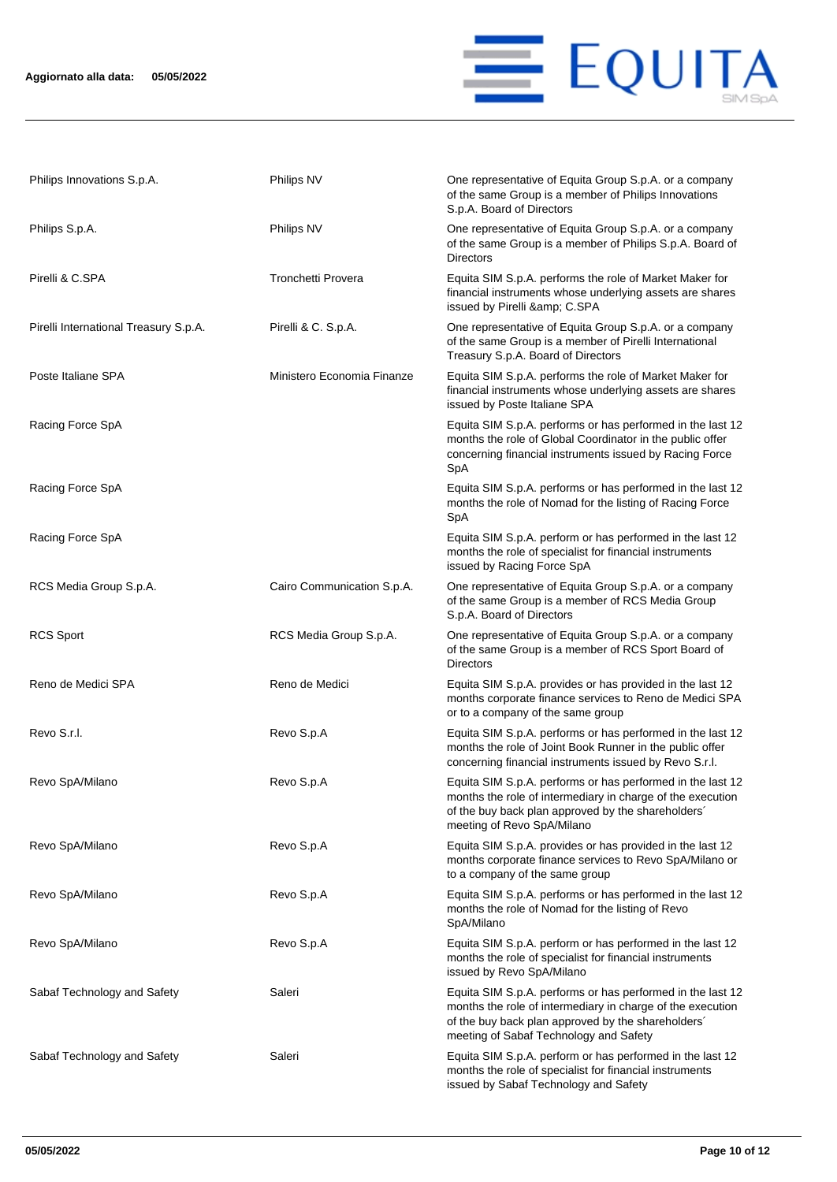| | | |
|---|---|---|
| Philips Innovations S.p.A. | Philips NV | One representative of Equita Group S.p.A. or a company of the same Group is a member of Philips Innovations S.p.A. Board of Directors |
| Philips S.p.A. | Philips NV | One representative of Equita Group S.p.A. or a company of the same Group is a member of Philips S.p.A. Board of Directors |
| Pirelli & C.SPA | Tronchetti Provera | Equita SIM S.p.A. performs the role of Market Maker for financial instruments whose underlying assets are shares issued by Pirelli &amp; C.SPA |
| Pirelli International Treasury S.p.A. | Pirelli & C. S.p.A. | One representative of Equita Group S.p.A. or a company of the same Group is a member of Pirelli International Treasury S.p.A. Board of Directors |
| Poste Italiane SPA | Ministero Economia Finanze | Equita SIM S.p.A. performs the role of Market Maker for financial instruments whose underlying assets are shares issued by Poste Italiane SPA |
| Racing Force SpA | | Equita SIM S.p.A. performs or has performed in the last 12 months the role of Global Coordinator in the public offer concerning financial instruments issued by Racing Force SpA |
| Racing Force SpA | | Equita SIM S.p.A. performs or has performed in the last 12 months the role of Nomad for the listing of Racing Force SpA |
| Racing Force SpA | | Equita SIM S.p.A. perform or has performed in the last 12 months the role of specialist for financial instruments issued by Racing Force SpA |
| RCS Media Group S.p.A. | Cairo Communication S.p.A. | One representative of Equita Group S.p.A. or a company of the same Group is a member of RCS Media Group S.p.A. Board of Directors |
| RCS Sport | RCS Media Group S.p.A. | One representative of Equita Group S.p.A. or a company of the same Group is a member of RCS Sport Board of Directors |
| Reno de Medici SPA | Reno de Medici | Equita SIM S.p.A. provides or has provided in the last 12 months corporate finance services to Reno de Medici SPA or to a company of the same group |
| Revo S.r.l. | Revo S.p.A | Equita SIM S.p.A. performs or has performed in the last 12 months the role of Joint Book Runner in the public offer concerning financial instruments issued by Revo S.r.l. |
| Revo SpA/Milano | Revo S.p.A | Equita SIM S.p.A. performs or has performed in the last 12 months the role of intermediary in charge of the execution of the buy back plan approved by the shareholders´ meeting of Revo SpA/Milano |
| Revo SpA/Milano | Revo S.p.A | Equita SIM S.p.A. provides or has provided in the last 12 months corporate finance services to Revo SpA/Milano or to a company of the same group |
| Revo SpA/Milano | Revo S.p.A | Equita SIM S.p.A. performs or has performed in the last 12 months the role of Nomad for the listing of Revo SpA/Milano |
| Revo SpA/Milano | Revo S.p.A | Equita SIM S.p.A. perform or has performed in the last 12 months the role of specialist for financial instruments issued by Revo SpA/Milano |
| Sabaf Technology and Safety | Saleri | Equita SIM S.p.A. performs or has performed in the last 12 months the role of intermediary in charge of the execution of the buy back plan approved by the shareholders´ meeting of Sabaf Technology and Safety |
| Sabaf Technology and Safety | Saleri | Equita SIM S.p.A. perform or has performed in the last 12 months the role of specialist for financial instruments issued by Sabaf Technology and Safety |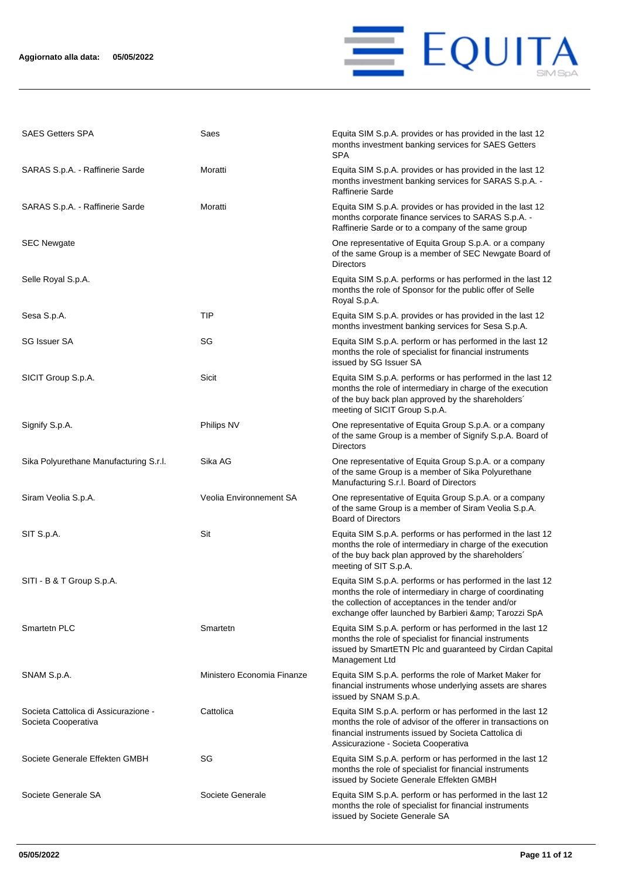| | | |
|---|---|---|
| SAES Getters SPA | Saes | Equita SIM S.p.A. provides or has provided in the last 12 months investment banking services for SAES Getters SPA |
| SARAS S.p.A. - Raffinerie Sarde | Moratti | Equita SIM S.p.A. provides or has provided in the last 12 months investment banking services for SARAS S.p.A. - Raffinerie Sarde |
| SARAS S.p.A. - Raffinerie Sarde | Moratti | Equita SIM S.p.A. provides or has provided in the last 12 months corporate finance services to SARAS S.p.A. - Raffinerie Sarde or to a company of the same group |
| SEC Newgate | | One representative of Equita Group S.p.A. or a company of the same Group is a member of SEC Newgate Board of Directors |
| Selle Royal S.p.A. | | Equita SIM S.p.A. performs or has performed in the last 12 months the role of Sponsor for the public offer of Selle Royal S.p.A. |
| Sesa S.p.A. | TIP | Equita SIM S.p.A. provides or has provided in the last 12 months investment banking services for Sesa S.p.A. |
| SG Issuer SA | SG | Equita SIM S.p.A. perform or has performed in the last 12 months the role of specialist for financial instruments issued by SG Issuer SA |
| SICIT Group S.p.A. | Sicit | Equita SIM S.p.A. performs or has performed in the last 12 months the role of intermediary in charge of the execution of the buy back plan approved by the shareholders´ meeting of SICIT Group S.p.A. |
| Signify S.p.A. | Philips NV | One representative of Equita Group S.p.A. or a company of the same Group is a member of Signify S.p.A. Board of Directors |
| Sika Polyurethane Manufacturing S.r.l. | Sika AG | One representative of Equita Group S.p.A. or a company of the same Group is a member of Sika Polyurethane Manufacturing S.r.l. Board of Directors |
| Siram Veolia S.p.A. | Veolia Environnement SA | One representative of Equita Group S.p.A. or a company of the same Group is a member of Siram Veolia S.p.A. Board of Directors |
| SIT S.p.A. | Sit | Equita SIM S.p.A. performs or has performed in the last 12 months the role of intermediary in charge of the execution of the buy back plan approved by the shareholders´ meeting of SIT S.p.A. |
| SITI - B & T Group S.p.A. | | Equita SIM S.p.A. performs or has performed in the last 12 months the role of intermediary in charge of coordinating the collection of acceptances in the tender and/or exchange offer launched by Barbieri &amp; Tarozzi SpA |
| Smartetn PLC | Smartetn | Equita SIM S.p.A. perform or has performed in the last 12 months the role of specialist for financial instruments issued by SmartETN Plc and guaranteed by Cirdan Capital Management Ltd |
| SNAM S.p.A. | Ministero Economia Finanze | Equita SIM S.p.A. performs the role of Market Maker for financial instruments whose underlying assets are shares issued by SNAM S.p.A. |
| Societa Cattolica di Assicurazione - Societa Cooperativa | Cattolica | Equita SIM S.p.A. perform or has performed in the last 12 months the role of advisor of the offerer in transactions on financial instruments issued by Societa Cattolica di Assicurazione - Societa Cooperativa |
| Societe Generale Effekten GMBH | SG | Equita SIM S.p.A. perform or has performed in the last 12 months the role of specialist for financial instruments issued by Societe Generale Effekten GMBH |
| Societe Generale SA | Societe Generale | Equita SIM S.p.A. perform or has performed in the last 12 months the role of specialist for financial instruments issued by Societe Generale SA |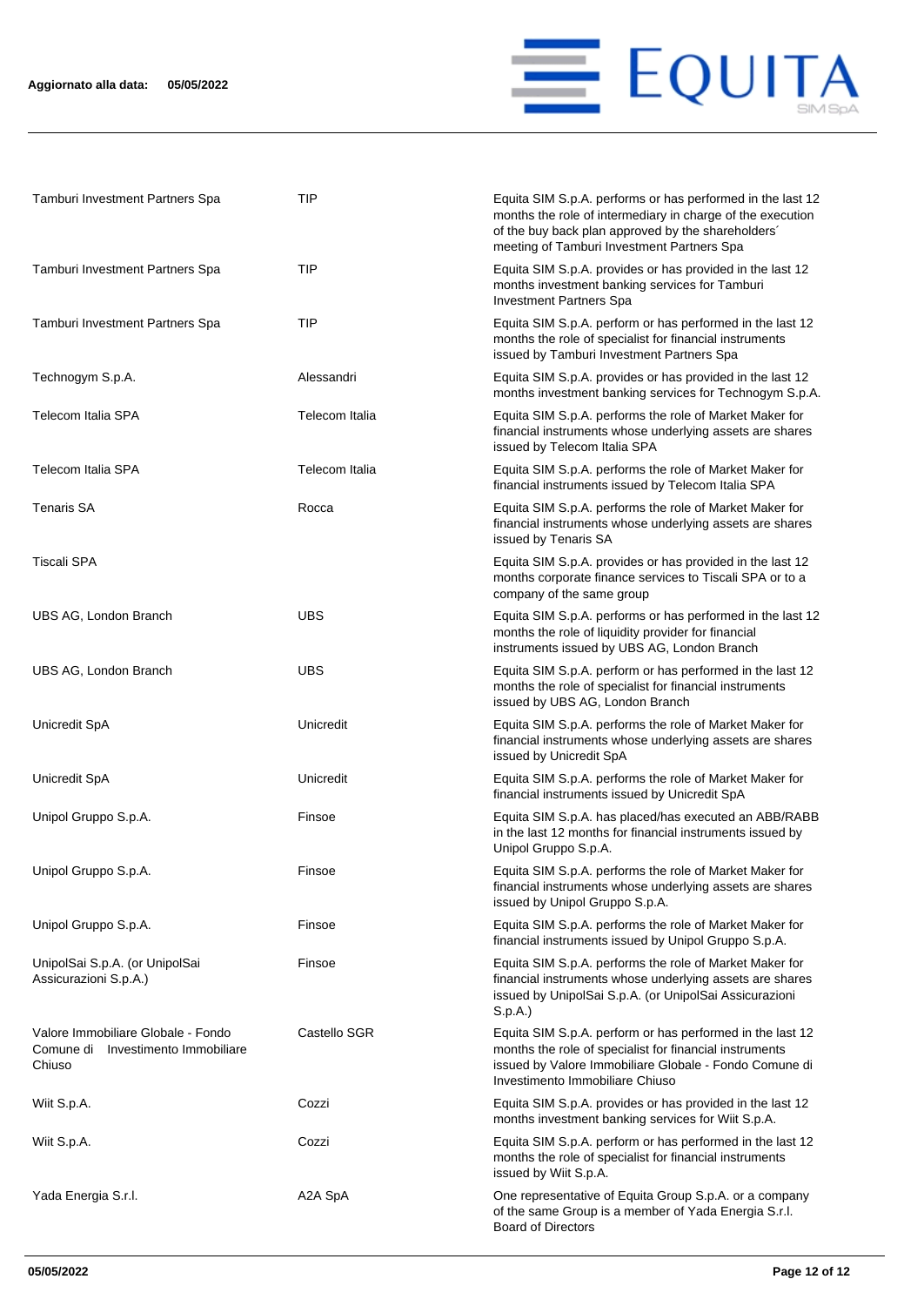| | | |
|---|---|---|
| Tamburi Investment Partners Spa | TIP | Equita SIM S.p.A. performs or has performed in the last 12 months the role of intermediary in charge of the execution of the buy back plan approved by the shareholders´ meeting of Tamburi Investment Partners Spa |
| Tamburi Investment Partners Spa | TIP | Equita SIM S.p.A. provides or has provided in the last 12 months investment banking services for Tamburi Investment Partners Spa |
| Tamburi Investment Partners Spa | TIP | Equita SIM S.p.A. perform or has performed in the last 12 months the role of specialist for financial instruments issued by Tamburi Investment Partners Spa |
| Technogym S.p.A. | Alessandri | Equita SIM S.p.A. provides or has provided in the last 12 months investment banking services for Technogym S.p.A. |
| Telecom Italia SPA | Telecom Italia | Equita SIM S.p.A. performs the role of Market Maker for financial instruments whose underlying assets are shares issued by Telecom Italia SPA |
| Telecom Italia SPA | Telecom Italia | Equita SIM S.p.A. performs the role of Market Maker for financial instruments issued by Telecom Italia SPA |
| Tenaris SA | Rocca | Equita SIM S.p.A. performs the role of Market Maker for financial instruments whose underlying assets are shares issued by Tenaris SA |
| Tiscali SPA | | Equita SIM S.p.A. provides or has provided in the last 12 months corporate finance services to Tiscali SPA or to a company of the same group |
| UBS AG, London Branch | UBS | Equita SIM S.p.A. performs or has performed in the last 12 months the role of liquidity provider for financial instruments issued by UBS AG, London Branch |
| UBS AG, London Branch | UBS | Equita SIM S.p.A. perform or has performed in the last 12 months the role of specialist for financial instruments issued by UBS AG, London Branch |
| Unicredit SpA | Unicredit | Equita SIM S.p.A. performs the role of Market Maker for financial instruments whose underlying assets are shares issued by Unicredit SpA |
| Unicredit SpA | Unicredit | Equita SIM S.p.A. performs the role of Market Maker for financial instruments issued by Unicredit SpA |
| Unipol Gruppo S.p.A. | Finsoe | Equita SIM S.p.A. has placed/has executed an ABB/RABB in the last 12 months for financial instruments issued by Unipol Gruppo S.p.A. |
| Unipol Gruppo S.p.A. | Finsoe | Equita SIM S.p.A. performs the role of Market Maker for financial instruments whose underlying assets are shares issued by Unipol Gruppo S.p.A. |
| Unipol Gruppo S.p.A. | Finsoe | Equita SIM S.p.A. performs the role of Market Maker for financial instruments issued by Unipol Gruppo S.p.A. |
| UnipolSai S.p.A. (or UnipolSai Assicurazioni S.p.A.) | Finsoe | Equita SIM S.p.A. performs the role of Market Maker for financial instruments whose underlying assets are shares issued by UnipolSai S.p.A. (or UnipolSai Assicurazioni S.p.A.) |
| Valore Immobiliare Globale - Fondo Comune di Investimento Immobiliare Chiuso | Castello SGR | Equita SIM S.p.A. perform or has performed in the last 12 months the role of specialist for financial instruments issued by Valore Immobiliare Globale - Fondo Comune di Investimento Immobiliare Chiuso |
| Wiit S.p.A. | Cozzi | Equita SIM S.p.A. provides or has provided in the last 12 months investment banking services for Wiit S.p.A. |
| Wiit S.p.A. | Cozzi | Equita SIM S.p.A. perform or has performed in the last 12 months the role of specialist for financial instruments issued by Wiit S.p.A. |
| Yada Energia S.r.l. | A2A SpA | One representative of Equita Group S.p.A. or a company of the same Group is a member of Yada Energia S.r.l. Board of Directors |